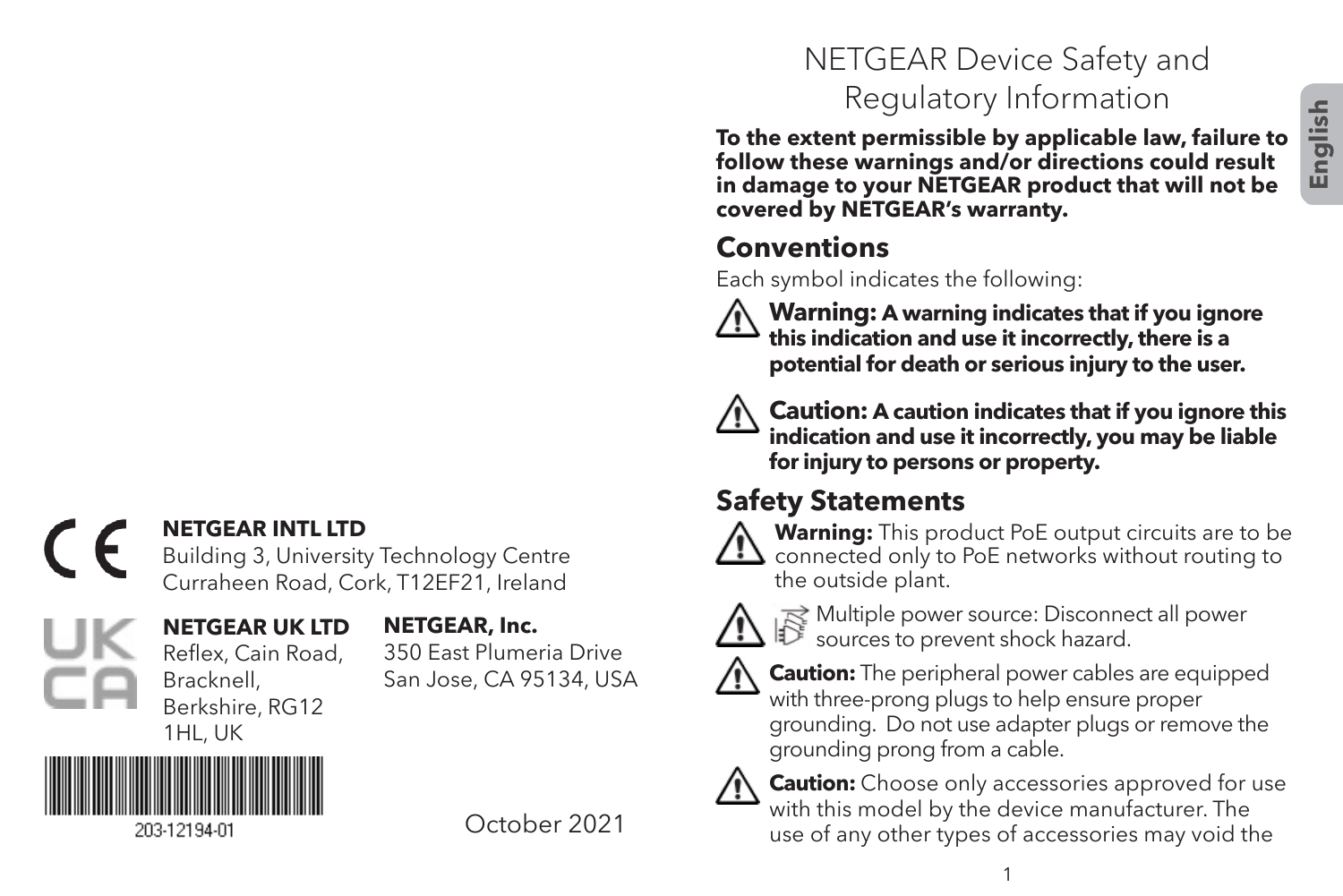NETGEAR INTL LTD
Building 3, University Technology Centre
Curraheen Road, Cork, T12EF21, Ireland

**NETGEAR UK LTD**
Reflex, Cain Road,
Bracknell,
Berkshire, RG12
1HL, UK

**NETGEAR, Inc.**
350 East Plumeria Drive
San Jose, CA 95134, USA

203-12194-01

October 2021

# NETGEAR Device Safety and Regulatory Information

**To the extent permissible by applicable law, failure to follow these warnings and/or directions could result in damage to your NETGEAR product that will not be covered by NETGEAR's warranty.**

## Conventions

Each symbol indicates the following:

**Warning: A warning indicates that if you ignore this indication and use it incorrectly, there is a potential for death or serious injury to the user.**

**Caution: A caution indicates that if you ignore this indication and use it incorrectly, you may be liable for injury to persons or property.**

## Safety Statements

**Warning:** This product PoE output circuits are to be connected only to PoE networks without routing to the outside plant.

Multiple power source: Disconnect all power sources to prevent shock hazard.

**Caution:** The peripheral power cables are equipped with three-prong plugs to help ensure proper grounding. Do not use adapter plugs or remove the grounding prong from a cable.

**Caution:** Choose only accessories approved for use with this model by the device manufacturer. The use of any other types of accessories may void the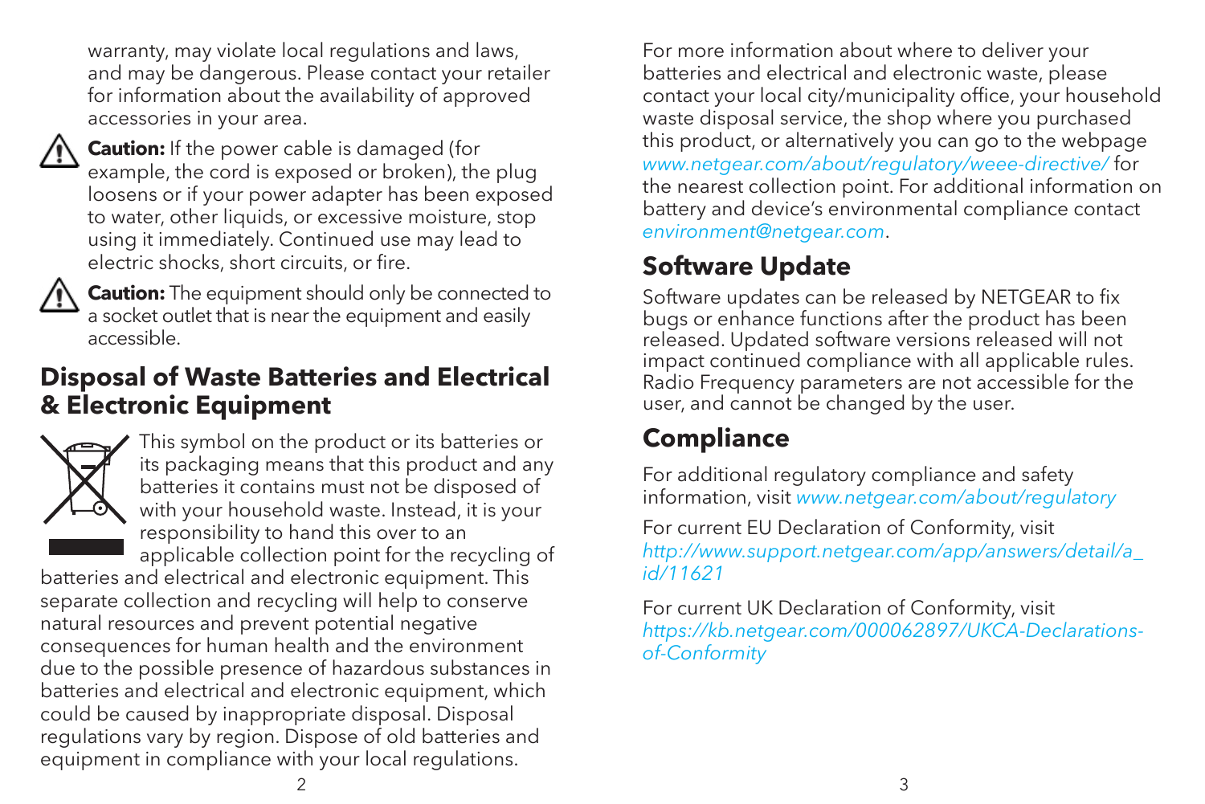warranty, may violate local regulations and laws, and may be dangerous. Please contact your retailer for information about the availability of approved accessories in your area.

**Caution:** If the power cable is damaged (for example, the cord is exposed or broken), the plug loosens or if your power adapter has been exposed to water, other liquids, or excessive moisture, stop using it immediately. Continued use may lead to electric shocks, short circuits, or fire.

**Caution:** The equipment should only be connected to a socket outlet that is near the equipment and easily accessible.

## Disposal of Waste Batteries and Electrical & Electronic Equipment

This symbol on the product or its batteries or its packaging means that this product and any batteries it contains must not be disposed of with your household waste. Instead, it is your responsibility to hand this over to an applicable collection point for the recycling of batteries and electrical and electronic equipment. This separate collection and recycling will help to conserve natural resources and prevent potential negative consequences for human health and the environment due to the possible presence of hazardous substances in batteries and electrical and electronic equipment, which could be caused by inappropriate disposal. Disposal regulations vary by region. Dispose of old batteries and equipment in compliance with your local regulations.

For more information about where to deliver your batteries and electrical and electronic waste, please contact your local city/municipality office, your household waste disposal service, the shop where you purchased this product, or alternatively you can go to the webpage *www.netgear.com/about/regulatory/weee-directive/* for the nearest collection point. For additional information on battery and device's environmental compliance contact *environment@netgear.com*.

## Software Update

Software updates can be released by NETGEAR to fix bugs or enhance functions after the product has been released. Updated software versions released will not impact continued compliance with all applicable rules. Radio Frequency parameters are not accessible for the user, and cannot be changed by the user.

## Compliance

For additional regulatory compliance and safety information, visit *www.netgear.com/about/regulatory*

For current EU Declaration of Conformity, visit *http://www.support.netgear.com/app/answers/detail/a_id/11621*

For current UK Declaration of Conformity, visit *https://kb.netgear.com/000062897/UKCA-Declarations-of-Conformity*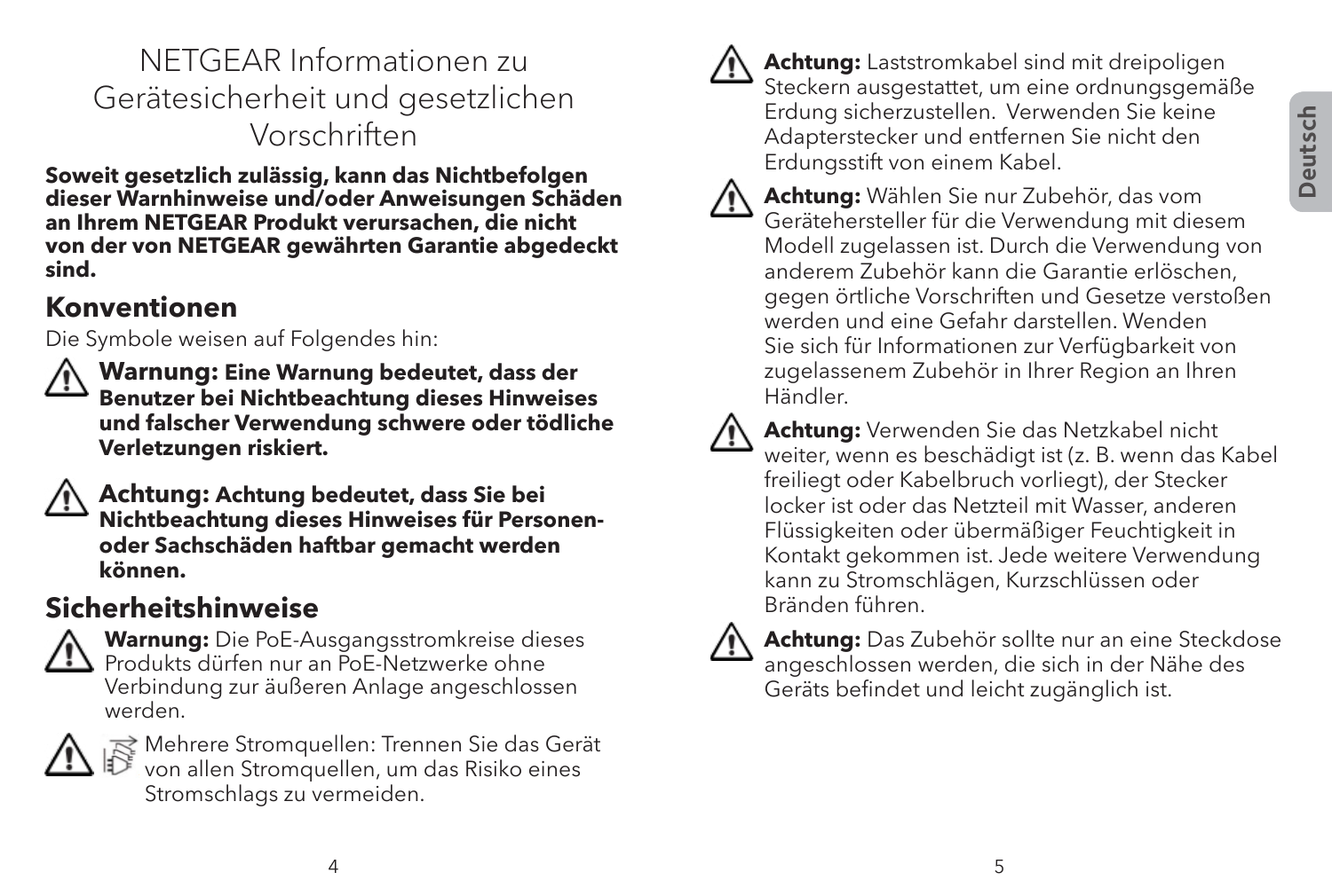# NETGEAR Informationen zu Gerätesicherheit und gesetzlichen Vorschriften

**Soweit gesetzlich zulässig, kann das Nichtbefolgen dieser Warnhinweise und/oder Anweisungen Schäden an Ihrem NETGEAR Produkt verursachen, die nicht von der von NETGEAR gewährten Garantie abgedeckt sind.**

## Konventionen

Die Symbole weisen auf Folgendes hin:

**Warnung: Eine Warnung bedeutet, dass der Benutzer bei Nichtbeachtung dieses Hinweises und falscher Verwendung schwere oder tödliche Verletzungen riskiert.**

**Achtung: Achtung bedeutet, dass Sie bei Nichtbeachtung dieses Hinweises für Personen- oder Sachschäden haftbar gemacht werden können.**

## Sicherheitshinweise

**Warnung:** Die PoE-Ausgangsstromkreise dieses Produkts dürfen nur an PoE-Netzwerke ohne Verbindung zur äußeren Anlage angeschlossen werden.

Mehrere Stromquellen: Trennen Sie das Gerät von allen Stromquellen, um das Risiko eines Stromschlags zu vermeiden.

**Achtung:** Laststromkabel sind mit dreipoligen Steckern ausgestattet, um eine ordnungsgemäße Erdung sicherzustellen. Verwenden Sie keine Adapterstecker und entfernen Sie nicht den Erdungsstift von einem Kabel.

**Achtung:** Wählen Sie nur Zubehör, das vom Gerätehersteller für die Verwendung mit diesem Modell zugelassen ist. Durch die Verwendung von anderem Zubehör kann die Garantie erlöschen, gegen örtliche Vorschriften und Gesetze verstoßen werden und eine Gefahr darstellen. Wenden Sie sich für Informationen zur Verfügbarkeit von zugelassenem Zubehör in Ihrer Region an Ihren Händler.

**Achtung:** Verwenden Sie das Netzkabel nicht weiter, wenn es beschädigt ist (z. B. wenn das Kabel freiliegt oder Kabelbruch vorliegt), der Stecker locker ist oder das Netzteil mit Wasser, anderen Flüssigkeiten oder übermäßiger Feuchtigkeit in Kontakt gekommen ist. Jede weitere Verwendung kann zu Stromschlägen, Kurzschlüssen oder Bränden führen.

**Achtung:** Das Zubehör sollte nur an eine Steckdose angeschlossen werden, die sich in der Nähe des Geräts befindet und leicht zugänglich ist.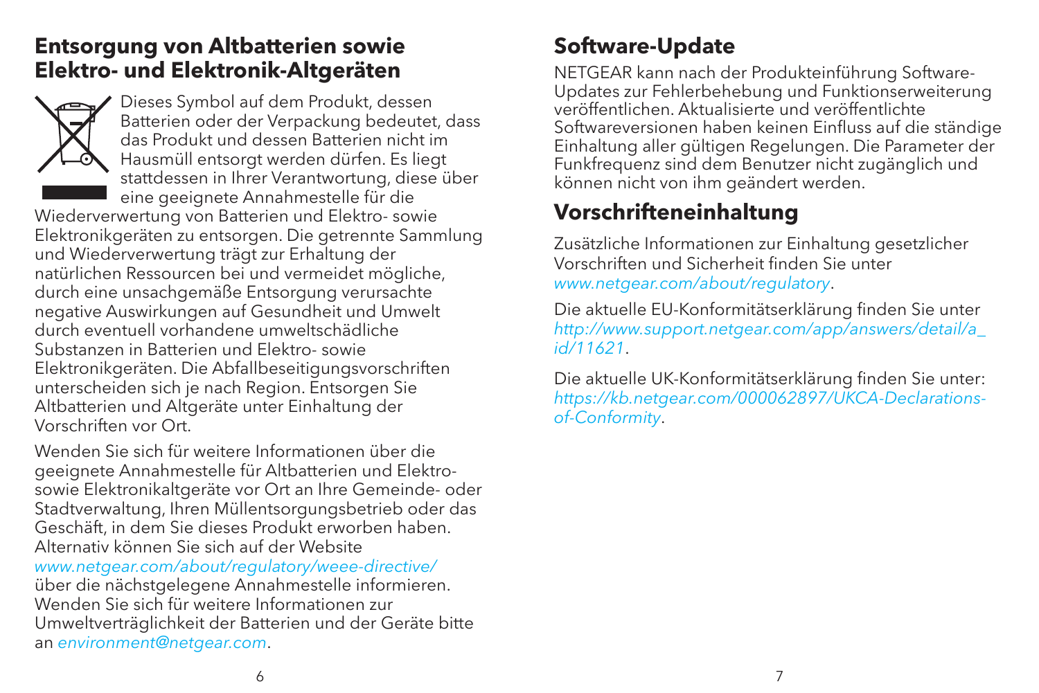## Entsorgung von Altbatterien sowie Elektro- und Elektronik-Altgeräten

Dieses Symbol auf dem Produkt, dessen Batterien oder der Verpackung bedeutet, dass das Produkt und dessen Batterien nicht im Hausmüll entsorgt werden dürfen. Es liegt stattdessen in Ihrer Verantwortung, diese über eine geeignete Annahmestelle für die Wiederverwertung von Batterien und Elektro- sowie Elektronikgeräten zu entsorgen. Die getrennte Sammlung und Wiederverwertung trägt zur Erhaltung der natürlichen Ressourcen bei und vermeidet mögliche, durch eine unsachgemäße Entsorgung verursachte negative Auswirkungen auf Gesundheit und Umwelt durch eventuell vorhandene umweltschädliche Substanzen in Batterien und Elektro- sowie Elektronikgeräten. Die Abfallbeseitigungsvorschriften unterscheiden sich je nach Region. Entsorgen Sie Altbatterien und Altgeräte unter Einhaltung der Vorschriften vor Ort.

Wenden Sie sich für weitere Informationen über die geeignete Annahmestelle für Altbatterien und Elektro- sowie Elektronikaltgeräte vor Ort an Ihre Gemeinde- oder Stadtverwaltung, Ihren Müllentsorgungsbetrieb oder das Geschäft, in dem Sie dieses Produkt erworben haben. Alternativ können Sie sich auf der Website *www.netgear.com/about/regulatory/weee-directive/* über die nächstgelegene Annahmestelle informieren. Wenden Sie sich für weitere Informationen zur Umweltverträglichkeit der Batterien und der Geräte bitte an *environment@netgear.com*.

## Software-Update

NETGEAR kann nach der Produkteinführung Software-Updates zur Fehlerbehebung und Funktionserweiterung veröffentlichen. Aktualisierte und veröffentlichte Softwareversionen haben keinen Einfluss auf die ständige Einhaltung aller gültigen Regelungen. Die Parameter der Funkfrequenz sind dem Benutzer nicht zugänglich und können nicht von ihm geändert werden.

## Vorschrifteneinhaltung

Zusätzliche Informationen zur Einhaltung gesetzlicher Vorschriften und Sicherheit finden Sie unter *www.netgear.com/about/regulatory*.

Die aktuelle EU-Konformitätserklärung finden Sie unter *http://www.support.netgear.com/app/answers/detail/a_id/11621*.

Die aktuelle UK-Konformitätserklärung finden Sie unter: *https://kb.netgear.com/000062897/UKCA-Declarations-of-Conformity*.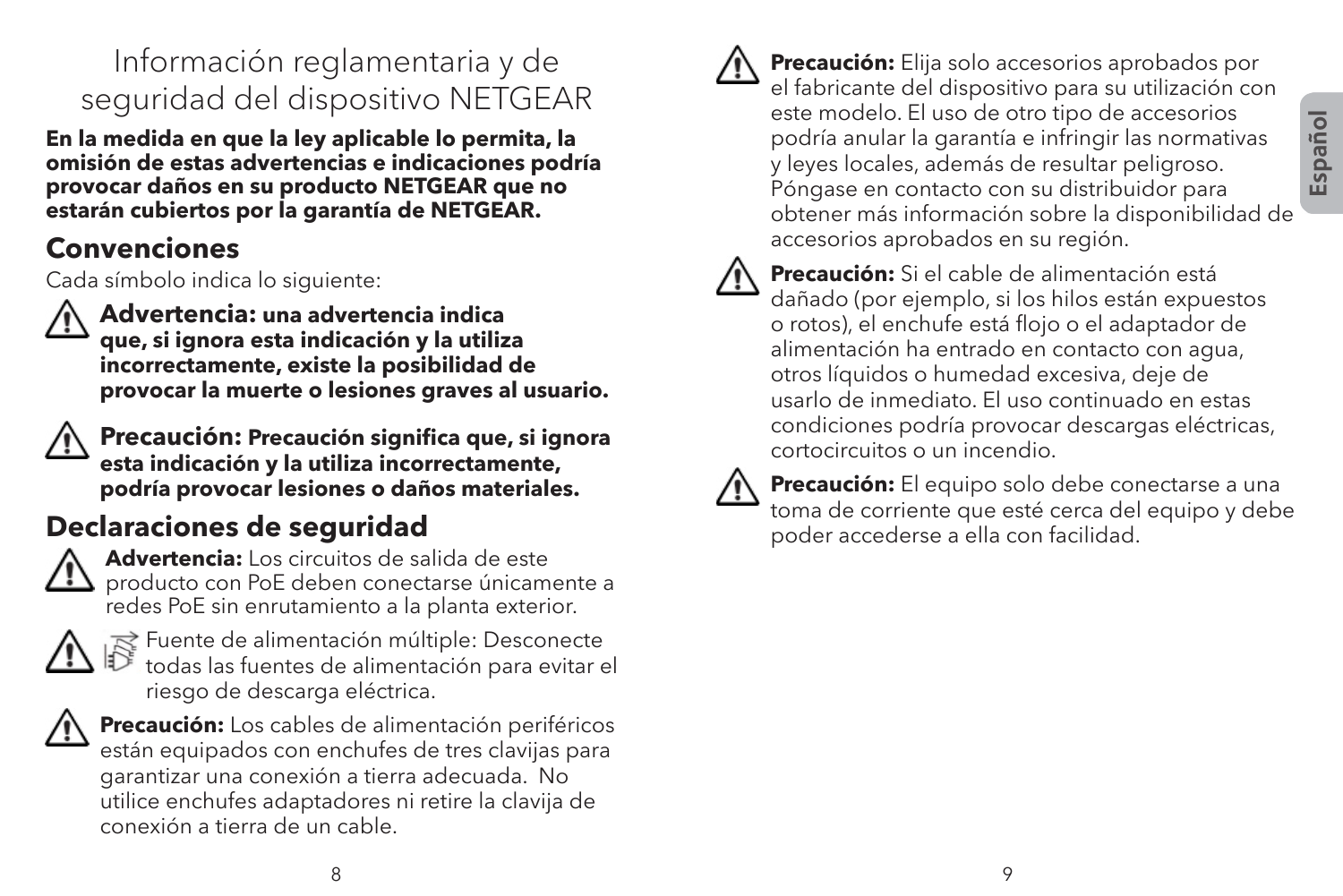# Información reglamentaria y de seguridad del dispositivo NETGEAR

**En la medida en que la ley aplicable lo permita, la omisión de estas advertencias e indicaciones podría provocar daños en su producto NETGEAR que no estarán cubiertos por la garantía de NETGEAR.**

## Convenciones

Cada símbolo indica lo siguiente:

⚠ **Advertencia: una advertencia indica que, si ignora esta indicación y la utiliza incorrectamente, existe la posibilidad de provocar la muerte o lesiones graves al usuario.**

⚠ **Precaución: Precaución significa que, si ignora esta indicación y la utiliza incorrectamente, podría provocar lesiones o daños materiales.**

## Declaraciones de seguridad

⚠ **Advertencia:** Los circuitos de salida de este producto con PoE deben conectarse únicamente a redes PoE sin enrutamiento a la planta exterior.

⚠ Fuente de alimentación múltiple: Desconecte todas las fuentes de alimentación para evitar el riesgo de descarga eléctrica.

⚠ **Precaución:** Los cables de alimentación periféricos están equipados con enchufes de tres clavijas para garantizar una conexión a tierra adecuada. No utilice enchufes adaptadores ni retire la clavija de conexión a tierra de un cable.

⚠ **Precaución:** Elija solo accesorios aprobados por el fabricante del dispositivo para su utilización con este modelo. El uso de otro tipo de accesorios podría anular la garantía e infringir las normativas y leyes locales, además de resultar peligroso. Póngase en contacto con su distribuidor para obtener más información sobre la disponibilidad de accesorios aprobados en su región.

⚠ **Precaución:** Si el cable de alimentación está dañado (por ejemplo, si los hilos están expuestos o rotos), el enchufe está flojo o el adaptador de alimentación ha entrado en contacto con agua, otros líquidos o humedad excesiva, deje de usarlo de inmediato. El uso continuado en estas condiciones podría provocar descargas eléctricas, cortocircuitos o un incendio.

⚠ **Precaución:** El equipo solo debe conectarse a una toma de corriente que esté cerca del equipo y debe poder accederse a ella con facilidad.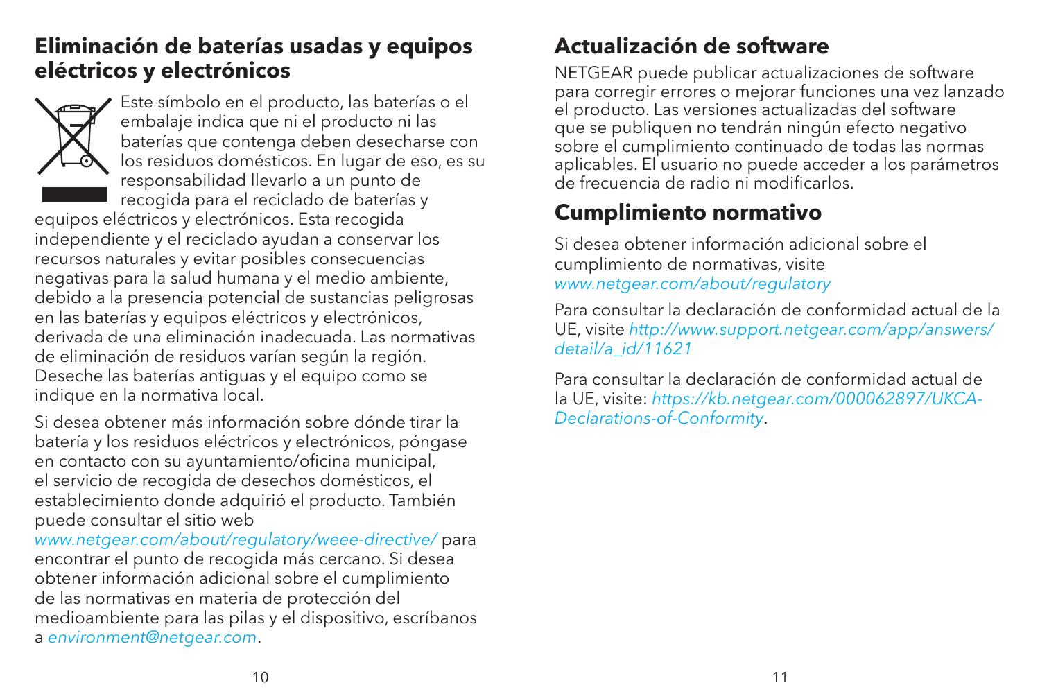## Eliminación de baterías usadas y equipos eléctricos y electrónicos

Este símbolo en el producto, las baterías o el embalaje indica que ni el producto ni las baterías que contenga deben desecharse con los residuos domésticos. En lugar de eso, es su responsabilidad llevarlo a un punto de recogida para el reciclado de baterías y equipos eléctricos y electrónicos. Esta recogida independiente y el reciclado ayudan a conservar los recursos naturales y evitar posibles consecuencias negativas para la salud humana y el medio ambiente, debido a la presencia potencial de sustancias peligrosas en las baterías y equipos eléctricos y electrónicos, derivada de una eliminación inadecuada. Las normativas de eliminación de residuos varían según la región. Deseche las baterías antiguas y el equipo como se indique en la normativa local.

Si desea obtener más información sobre dónde tirar la batería y los residuos eléctricos y electrónicos, póngase en contacto con su ayuntamiento/oficina municipal, el servicio de recogida de desechos domésticos, el establecimiento donde adquirió el producto. También puede consultar el sitio web *www.netgear.com/about/regulatory/weee-directive/* para encontrar el punto de recogida más cercano. Si desea obtener información adicional sobre el cumplimiento de las normativas en materia de protección del medioambiente para las pilas y el dispositivo, escríbanos a *environment@netgear.com*.

## Actualización de software

NETGEAR puede publicar actualizaciones de software para corregir errores o mejorar funciones una vez lanzado el producto. Las versiones actualizadas del software que se publiquen no tendrán ningún efecto negativo sobre el cumplimiento continuado de todas las normas aplicables. El usuario no puede acceder a los parámetros de frecuencia de radio ni modificarlos.

## Cumplimiento normativo

Si desea obtener información adicional sobre el cumplimiento de normativas, visite *www.netgear.com/about/regulatory*

Para consultar la declaración de conformidad actual de la UE, visite *http://www.support.netgear.com/app/answers/detail/a_id/11621*

Para consultar la declaración de conformidad actual de la UE, visite: *https://kb.netgear.com/000062897/UKCA-Declarations-of-Conformity*.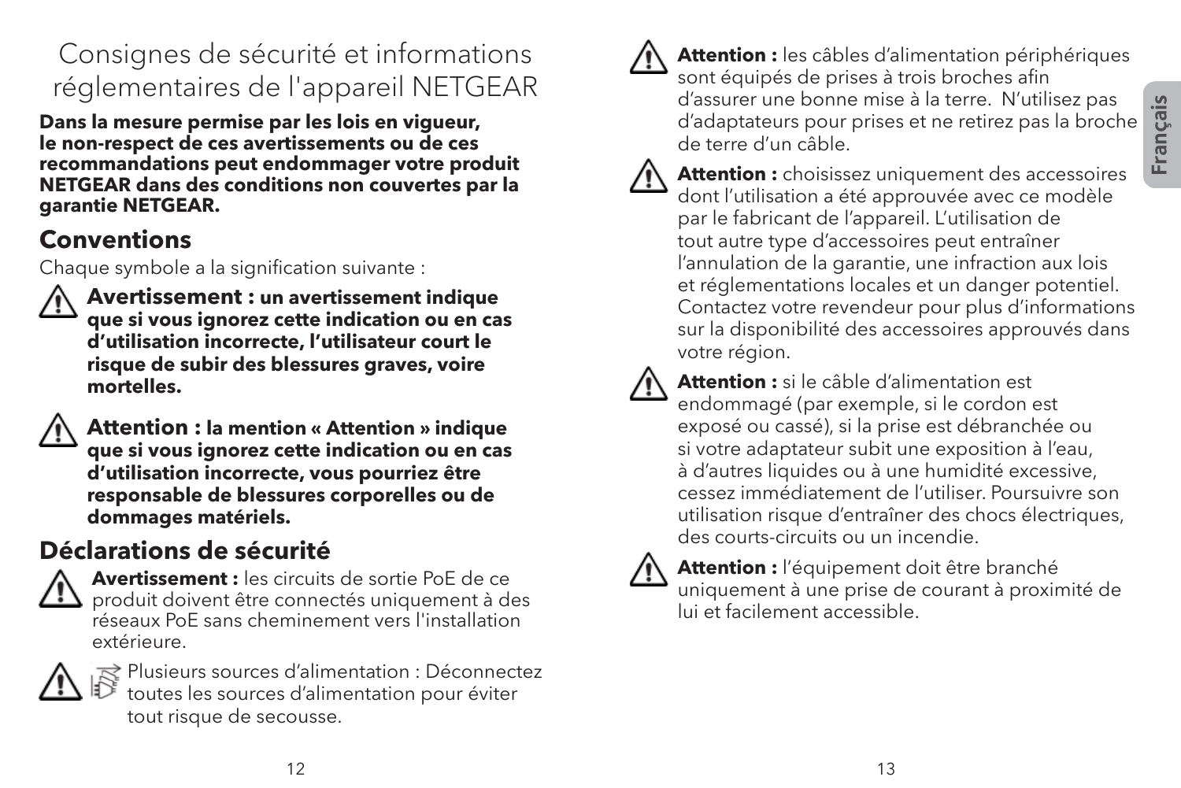# Consignes de sécurité et informations réglementaires de l'appareil NETGEAR

**Dans la mesure permise par les lois en vigueur, le non-respect de ces avertissements ou de ces recommandations peut endommager votre produit NETGEAR dans des conditions non couvertes par la garantie NETGEAR.**

## Conventions

Chaque symbole a la signification suivante :

**Avertissement : un avertissement indique que si vous ignorez cette indication ou en cas d'utilisation incorrecte, l'utilisateur court le risque de subir des blessures graves, voire mortelles.**

**Attention : la mention « Attention » indique que si vous ignorez cette indication ou en cas d'utilisation incorrecte, vous pourriez être responsable de blessures corporelles ou de dommages matériels.**

## Déclarations de sécurité

**Avertissement :** les circuits de sortie PoE de ce produit doivent être connectés uniquement à des réseaux PoE sans cheminement vers l'installation extérieure.

Plusieurs sources d'alimentation : Déconnectez toutes les sources d'alimentation pour éviter tout risque de secousse.

**Attention :** les câbles d'alimentation périphériques sont équipés de prises à trois broches afin d'assurer une bonne mise à la terre. N'utilisez pas d'adaptateurs pour prises et ne retirez pas la broche de terre d'un câble.

**Attention :** choisissez uniquement des accessoires dont l'utilisation a été approuvée avec ce modèle par le fabricant de l'appareil. L'utilisation de tout autre type d'accessoires peut entraîner l'annulation de la garantie, une infraction aux lois et réglementations locales et un danger potentiel. Contactez votre revendeur pour plus d'informations sur la disponibilité des accessoires approuvés dans votre région.

**Attention :** si le câble d'alimentation est endommagé (par exemple, si le cordon est exposé ou cassé), si la prise est débranchée ou si votre adaptateur subit une exposition à l'eau, à d'autres liquides ou à une humidité excessive, cessez immédiatement de l'utiliser. Poursuivre son utilisation risque d'entraîner des chocs électriques, des courts-circuits ou un incendie.

**Attention :** l'équipement doit être branché uniquement à une prise de courant à proximité de lui et facilement accessible.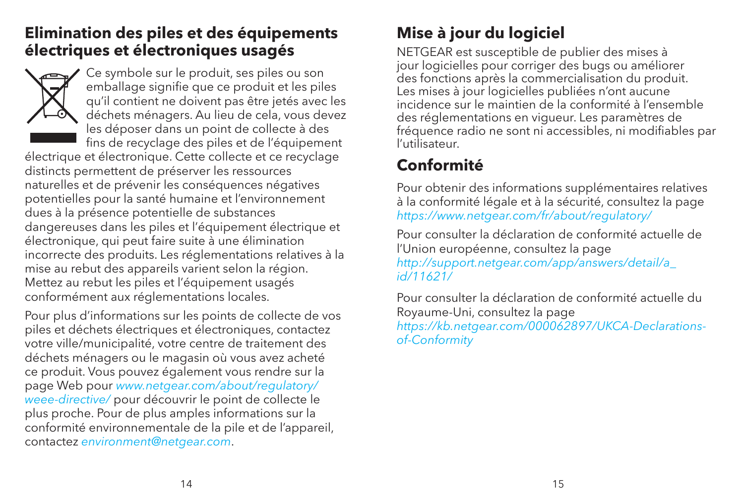## Elimination des piles et des équipements électriques et électroniques usagés

Ce symbole sur le produit, ses piles ou son emballage signifie que ce produit et les piles qu'il contient ne doivent pas être jetés avec les déchets ménagers. Au lieu de cela, vous devez les déposer dans un point de collecte à des fins de recyclage des piles et de l'équipement électrique et électronique. Cette collecte et ce recyclage distincts permettent de préserver les ressources naturelles et de prévenir les conséquences négatives potentielles pour la santé humaine et l'environnement dues à la présence potentielle de substances dangereuses dans les piles et l'équipement électrique et électronique, qui peut faire suite à une élimination incorrecte des produits. Les réglementations relatives à la mise au rebut des appareils varient selon la région. Mettez au rebut les piles et l'équipement usagés conformément aux réglementations locales.

Pour plus d'informations sur les points de collecte de vos piles et déchets électriques et électroniques, contactez votre ville/municipalité, votre centre de traitement des déchets ménagers ou le magasin où vous avez acheté ce produit. Vous pouvez également vous rendre sur la page Web pour *www.netgear.com/about/regulatory/weee-directive/* pour découvrir le point de collecte le plus proche. Pour de plus amples informations sur la conformité environnementale de la pile et de l'appareil, contactez *environment@netgear.com*.

## Mise à jour du logiciel

NETGEAR est susceptible de publier des mises à jour logicielles pour corriger des bugs ou améliorer des fonctions après la commercialisation du produit. Les mises à jour logicielles publiées n'ont aucune incidence sur le maintien de la conformité à l'ensemble des réglementations en vigueur. Les paramètres de fréquence radio ne sont ni accessibles, ni modifiables par l'utilisateur.

## Conformité

Pour obtenir des informations supplémentaires relatives à la conformité légale et à la sécurité, consultez la page *https://www.netgear.com/fr/about/regulatory/*

Pour consulter la déclaration de conformité actuelle de l'Union européenne, consultez la page *http://support.netgear.com/app/answers/detail/a_id/11621/*

Pour consulter la déclaration de conformité actuelle du Royaume-Uni, consultez la page *https://kb.netgear.com/000062897/UKCA-Declarations-of-Conformity*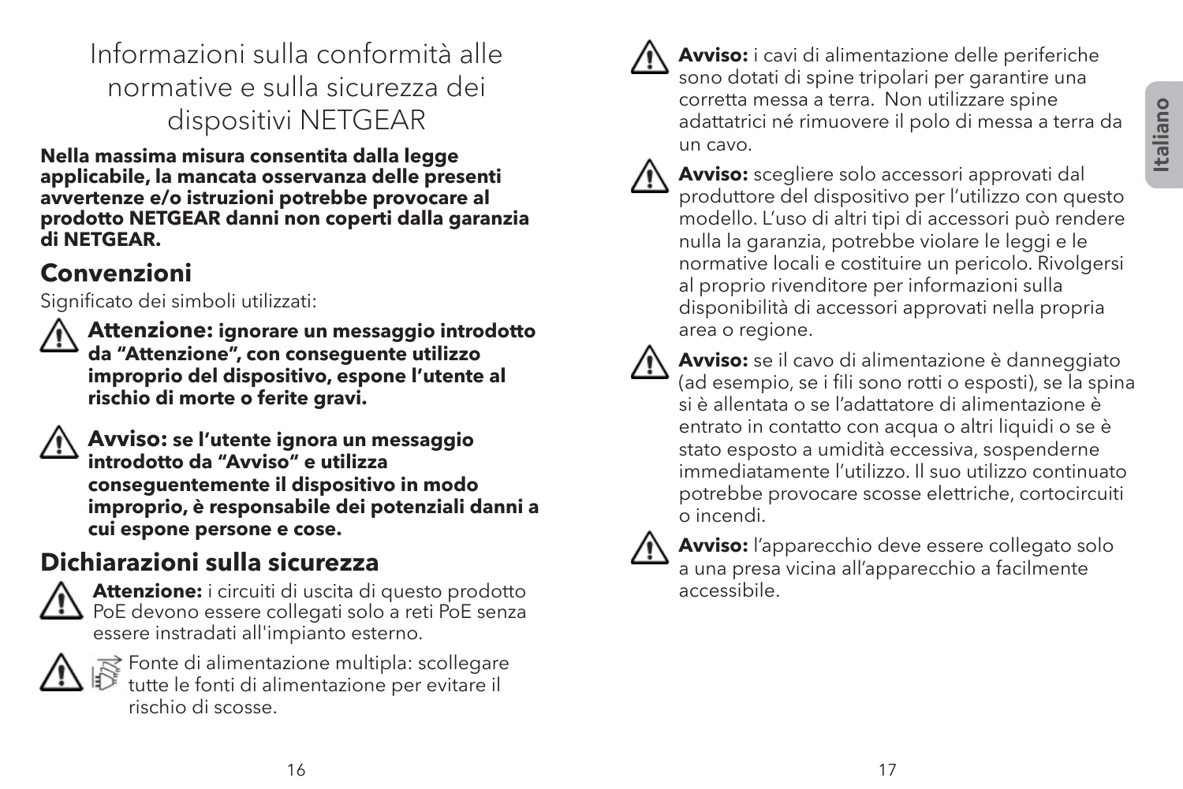# Informazioni sulla conformità alle normative e sulla sicurezza dei dispositivi NETGEAR

**Nella massima misura consentita dalla legge applicabile, la mancata osservanza delle presenti avvertenze e/o istruzioni potrebbe provocare al prodotto NETGEAR danni non coperti dalla garanzia di NETGEAR.**

## Convenzioni

Significato dei simboli utilizzati:

⚠ **Attenzione: ignorare un messaggio introdotto da “Attenzione”, con conseguente utilizzo improprio del dispositivo, espone l’utente al rischio di morte o ferite gravi.**

⚠ **Avviso: se l’utente ignora un messaggio introdotto da “Avviso” e utilizza conseguentemente il dispositivo in modo improprio, è responsabile dei potenziali danni a cui espone persone e cose.**

## Dichiarazioni sulla sicurezza

⚠ **Attenzione:** i circuiti di uscita di questo prodotto PoE devono essere collegati solo a reti PoE senza essere instradati all'impianto esterno.

⚠ Fonte di alimentazione multipla: scollegare tutte le fonti di alimentazione per evitare il rischio di scosse.

⚠ **Avviso:** i cavi di alimentazione delle periferiche sono dotati di spine tripolari per garantire una corretta messa a terra. Non utilizzare spine adattatrici né rimuovere il polo di messa a terra da un cavo.

⚠ **Avviso:** scegliere solo accessori approvati dal produttore del dispositivo per l’utilizzo con questo modello. L’uso di altri tipi di accessori può rendere nulla la garanzia, potrebbe violare le leggi e le normative locali e costituire un pericolo. Rivolgersi al proprio rivenditore per informazioni sulla disponibilità di accessori approvati nella propria area o regione.

⚠ **Avviso:** se il cavo di alimentazione è danneggiato (ad esempio, se i fili sono rotti o esposti), se la spina si è allentata o se l’adattatore di alimentazione è entrato in contatto con acqua o altri liquidi o se è stato esposto a umidità eccessiva, sospenderne immediatamente l’utilizzo. Il suo utilizzo continuato potrebbe provocare scosse elettriche, cortocircuiti o incendi.

⚠ **Avviso:** l’apparecchio deve essere collegato solo a una presa vicina all’apparecchio a facilmente accessibile.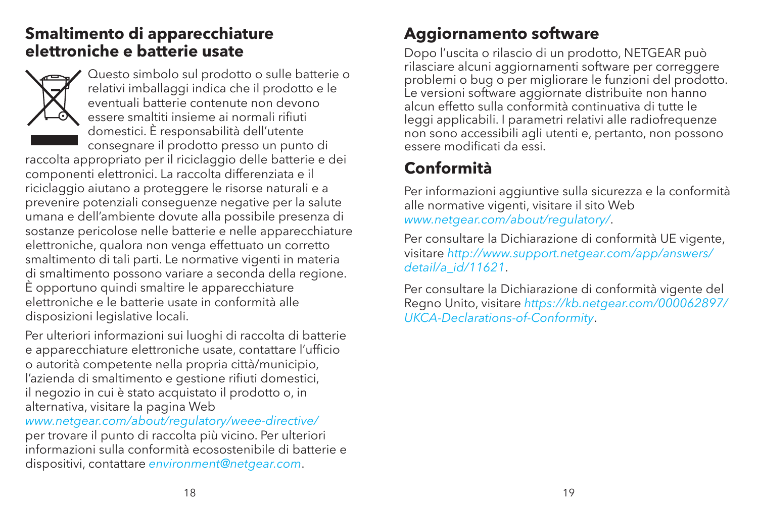## Smaltimento di apparecchiature elettroniche e batterie usate

Questo simbolo sul prodotto o sulle batterie o relativi imballaggi indica che il prodotto e le eventuali batterie contenute non devono essere smaltiti insieme ai normali rifiuti domestici. È responsabilità dell'utente consegnare il prodotto presso un punto di raccolta appropriato per il riciclaggio delle batterie e dei componenti elettronici. La raccolta differenziata e il riciclaggio aiutano a proteggere le risorse naturali e a prevenire potenziali conseguenze negative per la salute umana e dell'ambiente dovute alla possibile presenza di sostanze pericolose nelle batterie e nelle apparecchiature elettroniche, qualora non venga effettuato un corretto smaltimento di tali parti. Le normative vigenti in materia di smaltimento possono variare a seconda della regione. È opportuno quindi smaltire le apparecchiature elettroniche e le batterie usate in conformità alle disposizioni legislative locali.

Per ulteriori informazioni sui luoghi di raccolta di batterie e apparecchiature elettroniche usate, contattare l'ufficio o autorità competente nella propria città/municipio, l'azienda di smaltimento e gestione rifiuti domestici, il negozio in cui è stato acquistato il prodotto o, in alternativa, visitare la pagina Web *www.netgear.com/about/regulatory/weee-directive/* per trovare il punto di raccolta più vicino. Per ulteriori informazioni sulla conformità ecosostenibile di batterie e dispositivi, contattare *environment@netgear.com*.

## Aggiornamento software

Dopo l'uscita o rilascio di un prodotto, NETGEAR può rilasciare alcuni aggiornamenti software per correggere problemi o bug o per migliorare le funzioni del prodotto. Le versioni software aggiornate distribuite non hanno alcun effetto sulla conformità continuativa di tutte le leggi applicabili. I parametri relativi alle radiofrequenze non sono accessibili agli utenti e, pertanto, non possono essere modificati da essi.

## Conformità

Per informazioni aggiuntive sulla sicurezza e la conformità alle normative vigenti, visitare il sito Web *www.netgear.com/about/regulatory/*.

Per consultare la Dichiarazione di conformità UE vigente, visitare *http://www.support.netgear.com/app/answers/detail/a_id/11621*.

Per consultare la Dichiarazione di conformità vigente del Regno Unito, visitare *https://kb.netgear.com/000062897/UKCA-Declarations-of-Conformity*.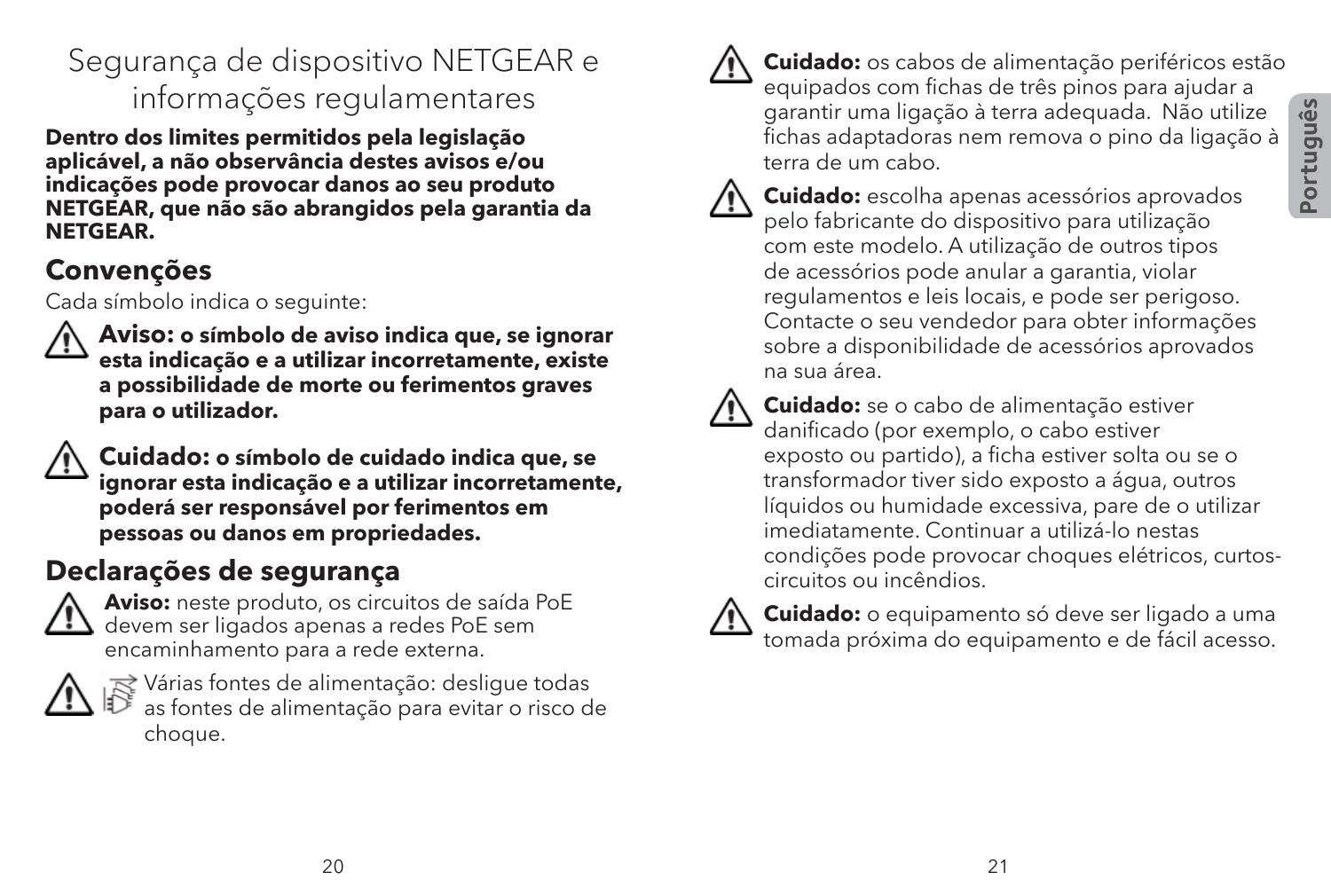# Segurança de dispositivo NETGEAR e informações regulamentares

**Dentro dos limites permitidos pela legislação aplicável, a não observância destes avisos e/ou indicações pode provocar danos ao seu produto NETGEAR, que não são abrangidos pela garantia da NETGEAR.**

## Convenções

Cada símbolo indica o seguinte:

⚠ **Aviso: o símbolo de aviso indica que, se ignorar esta indicação e a utilizar incorretamente, existe a possibilidade de morte ou ferimentos graves para o utilizador.**

⚠ **Cuidado: o símbolo de cuidado indica que, se ignorar esta indicação e a utilizar incorretamente, poderá ser responsável por ferimentos em pessoas ou danos em propriedades.**

## Declarações de segurança

⚠ **Aviso:** neste produto, os circuitos de saída PoE devem ser ligados apenas a redes PoE sem encaminhamento para a rede externa.

⚠ Várias fontes de alimentação: desligue todas as fontes de alimentação para evitar o risco de choque.

⚠ **Cuidado:** os cabos de alimentação periféricos estão equipados com fichas de três pinos para ajudar a garantir uma ligação à terra adequada. Não utilize fichas adaptadoras nem remova o pino da ligação à terra de um cabo.

⚠ **Cuidado:** escolha apenas acessórios aprovados pelo fabricante do dispositivo para utilização com este modelo. A utilização de outros tipos de acessórios pode anular a garantia, violar regulamentos e leis locais, e pode ser perigoso. Contacte o seu vendedor para obter informações sobre a disponibilidade de acessórios aprovados na sua área.

⚠ **Cuidado:** se o cabo de alimentação estiver danificado (por exemplo, o cabo estiver exposto ou partido), a ficha estiver solta ou se o transformador tiver sido exposto a água, outros líquidos ou humidade excessiva, pare de o utilizar imediatamente. Continuar a utilizá-lo nestas condições pode provocar choques elétricos, curtos-circuitos ou incêndios.

⚠ **Cuidado:** o equipamento só deve ser ligado a uma tomada próxima do equipamento e de fácil acesso.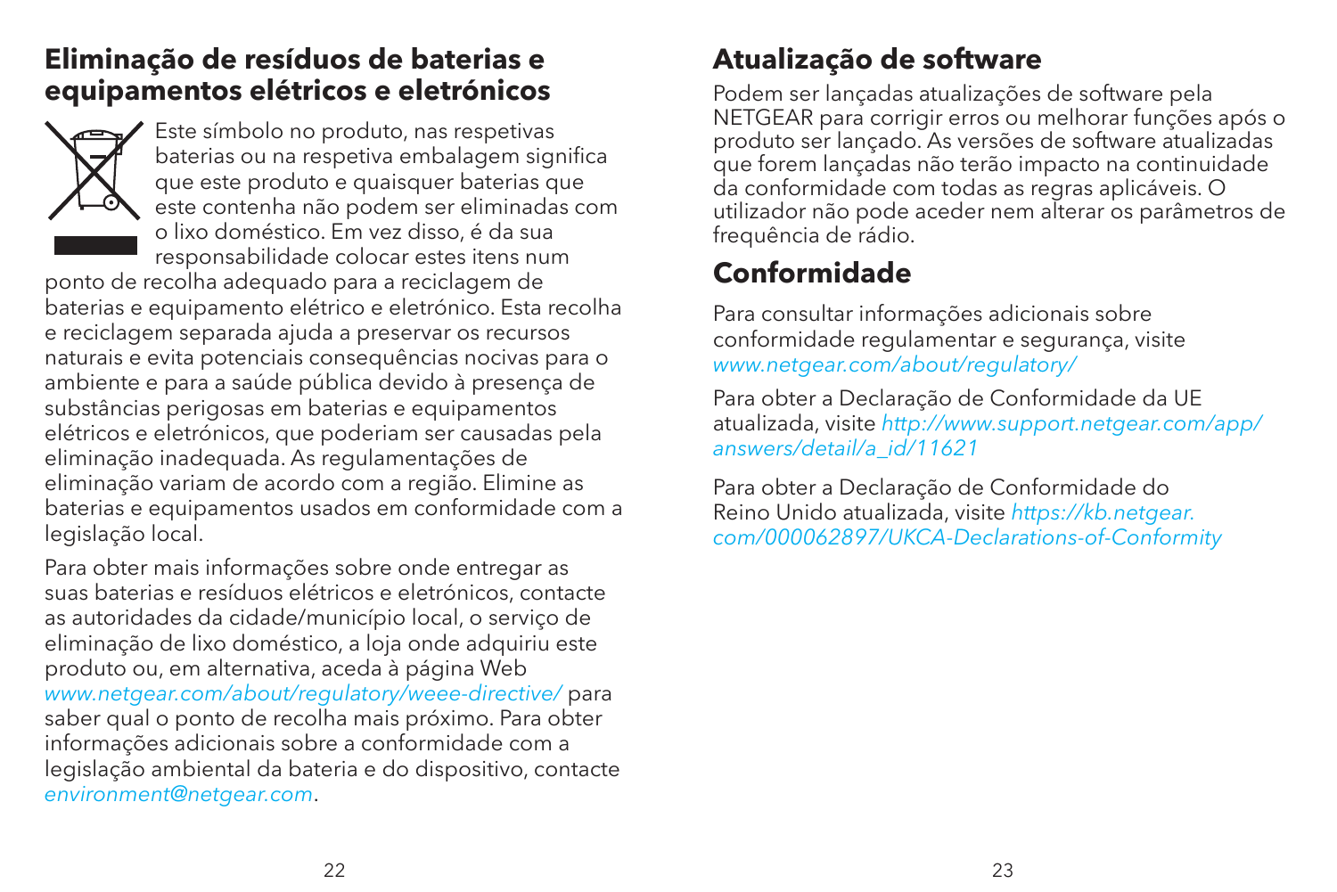## Eliminação de resíduos de baterias e equipamentos elétricos e eletrónicos

Este símbolo no produto, nas respetivas baterias ou na respetiva embalagem significa que este produto e quaisquer baterias que este contenha não podem ser eliminadas com o lixo doméstico. Em vez disso, é da sua responsabilidade colocar estes itens num ponto de recolha adequado para a reciclagem de baterias e equipamento elétrico e eletrónico. Esta recolha e reciclagem separada ajuda a preservar os recursos naturais e evita potenciais consequências nocivas para o ambiente e para a saúde pública devido à presença de substâncias perigosas em baterias e equipamentos elétricos e eletrónicos, que poderiam ser causadas pela eliminação inadequada. As regulamentações de eliminação variam de acordo com a região. Elimine as baterias e equipamentos usados em conformidade com a legislação local.

Para obter mais informações sobre onde entregar as suas baterias e resíduos elétricos e eletrónicos, contacte as autoridades da cidade/município local, o serviço de eliminação de lixo doméstico, a loja onde adquiriu este produto ou, em alternativa, aceda à página Web *www.netgear.com/about/regulatory/weee-directive/* para saber qual o ponto de recolha mais próximo. Para obter informações adicionais sobre a conformidade com a legislação ambiental da bateria e do dispositivo, contacte *environment@netgear.com*.

## Atualização de software

Podem ser lançadas atualizações de software pela NETGEAR para corrigir erros ou melhorar funções após o produto ser lançado. As versões de software atualizadas que forem lançadas não terão impacto na continuidade da conformidade com todas as regras aplicáveis. O utilizador não pode aceder nem alterar os parâmetros de frequência de rádio.

## Conformidade

Para consultar informações adicionais sobre conformidade regulamentar e segurança, visite *www.netgear.com/about/regulatory/*

Para obter a Declaração de Conformidade da UE atualizada, visite *http://www.support.netgear.com/app/answers/detail/a_id/11621*

Para obter a Declaração de Conformidade do Reino Unido atualizada, visite *https://kb.netgear.com/000062897/UKCA-Declarations-of-Conformity*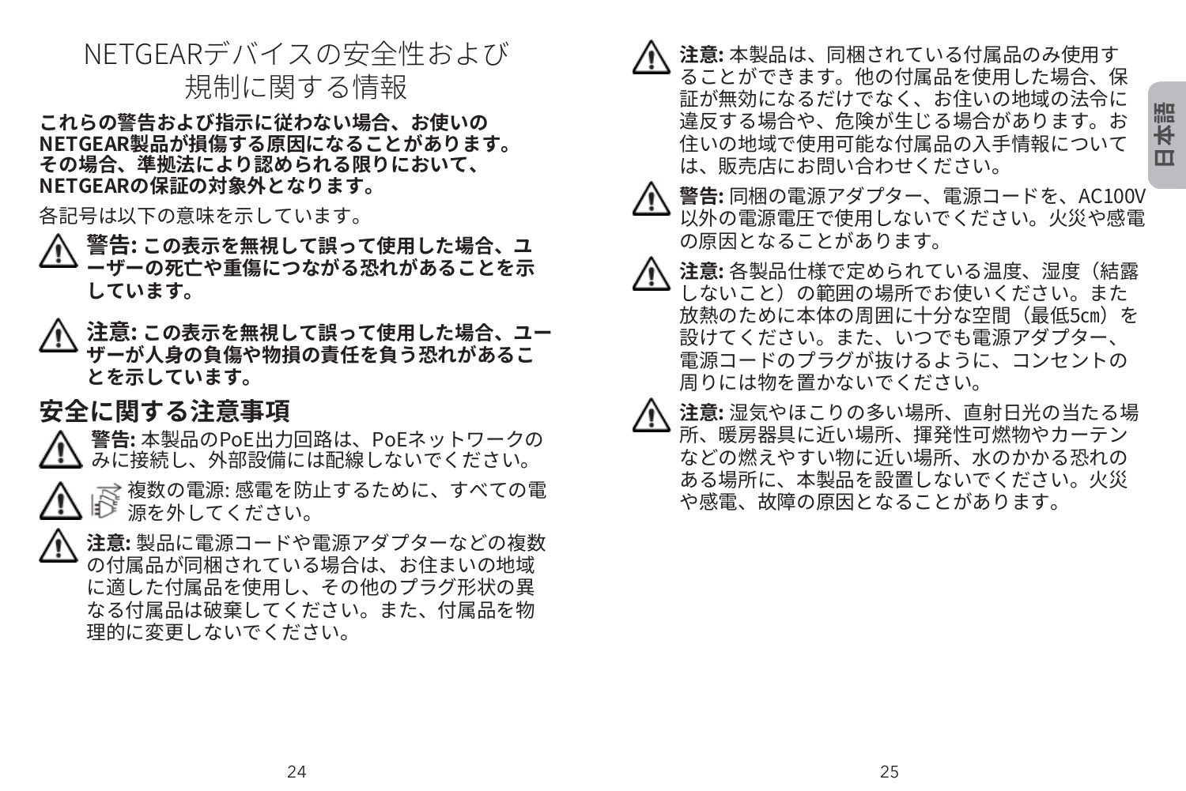# NETGEARデバイスの安全性および規制に関する情報

**これらの警告および指示に従わない場合、お使いのNETGEAR製品が損傷する原因になることがあります。その場合、準拠法により認められる限りにおいて、NETGEARの保証の対象外となります。**

各記号は以下の意味を示しています。

**警告: この表示を無視して誤って使用した場合、ユーザーの死亡や重傷につながる恐れがあることを示しています。**

**注意: この表示を無視して誤って使用した場合、ユーザーが人身の負傷や物損の責任を負う恐れがあることを示しています。**

## 安全に関する注意事項

**警告:** 本製品のPoE出力回路は、PoEネットワークのみに接続し、外部設備には配線しないでください。

複数の電源: 感電を防止するために、すべての電源を外してください。

**注意:** 製品に電源コードや電源アダプターなどの複数の付属品が同梱されている場合は、お住まいの地域に適した付属品を使用し、その他のプラグ形状の異なる付属品は破棄してください。また、付属品を物理的に変更しないでください。

**注意:** 本製品は、同梱されている付属品のみ使用することができます。他の付属品を使用した場合、保証が無効になるだけでなく、お住いの地域の法令に違反する場合や、危険が生じる場合があります。お住いの地域で使用可能な付属品の入手情報については、販売店にお問い合わせください。

**警告:** 同梱の電源アダプター、電源コードを、AC100V以外の電源電圧で使用しないでください。火災や感電の原因となることがあります。

**注意:** 各製品仕様で定められている温度、湿度（結露しないこと）の範囲の場所でお使いください。また放熱のために本体の周囲に十分な空間（最低5cm）を設けてください。また、いつでも電源アダプター、電源コードのプラグが抜けるように、コンセントの周りには物を置かないでください。

**注意:** 湿気やほこりの多い場所、直射日光の当たる場所、暖房器具に近い場所、揮発性可燃物やカーテンなどの燃えやすい物に近い場所、水のかかる恐れのある場所に、本製品を設置しないでください。火災や感電、故障の原因となることがあります。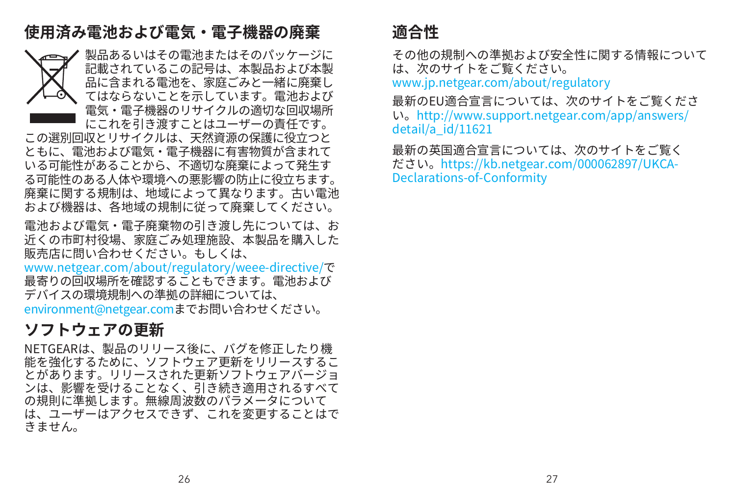## 使用済み電池および電気・電子機器の廃棄

製品あるいはその電池またはそのパッケージに記載されているこの記号は、本製品および本製品に含まれる電池を、家庭ごみと一緒に廃棄してはならないことを示しています。電池および電気・電子機器のリサイクルの適切な回収場所にこれを引き渡すことはユーザーの責任です。この選別回収とリサイクルは、天然資源の保護に役立つとともに、電池および電気・電子機器に有害物質が含まれている可能性があることから、不適切な廃棄によって発生する可能性のある人体や環境への悪影響の防止に役立ちます。廃棄に関する規制は、地域によって異なります。古い電池および機器は、各地域の規制に従って廃棄してください。

電池および電気・電子廃棄物の引き渡し先については、お近くの市町村役場、家庭ごみ処理施設、本製品を購入した販売店に問い合わせください。もしくは、www.netgear.com/about/regulatory/weee-directive/で最寄りの回収場所を確認することもできます。電池およびデバイスの環境規制への準拠の詳細については、environment@netgear.comまでお問い合わせください。

## ソフトウェアの更新

NETGEARは、製品のリリース後に、バグを修正したり機能を強化するために、ソフトウェア更新をリリースすることがあります。リリースされた更新ソフトウェアバージョンは、影響を受けることなく、引き続き適用されるすべての規則に準拠します。無線周波数のパラメータについては、ユーザーはアクセスできず、これを変更することはできません。

## 適合性

その他の規制への準拠および安全性に関する情報については、次のサイトをご覧ください。
www.jp.netgear.com/about/regulatory

最新のEU適合宣言については、次のサイトをご覧ください。http://www.support.netgear.com/app/answers/detail/a_id/11621

最新の英国適合宣言については、次のサイトをご覧ください。https://kb.netgear.com/000062897/UKCA-Declarations-of-Conformity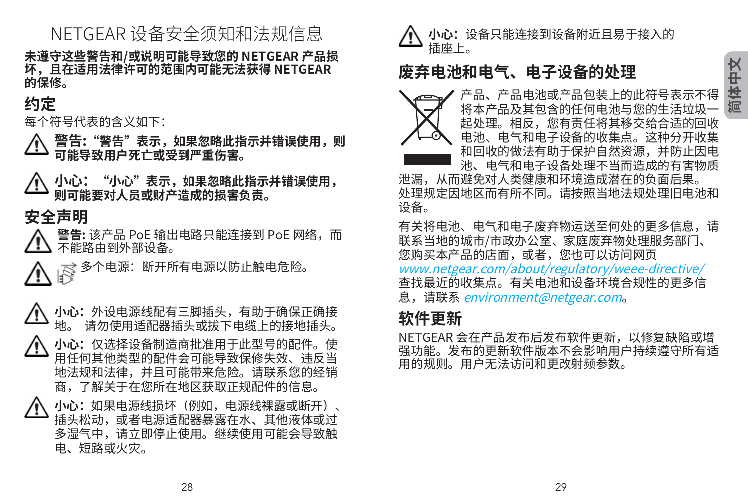# NETGEAR 设备安全须知和法规信息

**未遵守这些警告和/或说明可能导致您的 NETGEAR 产品损坏，且在适用法律许可的范围内可能无法获得 NETGEAR 的保修。**

## 约定

每个符号代表的含义如下：

**警告：“警告”表示，如果忽略此指示并错误使用，则可能导致用户死亡或受到严重伤害。**

**小心：“小心”表示，如果忽略此指示并错误使用，则可能要对人员或财产造成的损害负责。**

## 安全声明

**警告：** 该产品 PoE 输出电路只能连接到 PoE 网络，而不能路由到外部设备。

多个电源：断开所有电源以防止触电危险。

**小心：** 外设电源线配有三脚插头，有助于确保正确接地。 请勿使用适配器插头或拔下电缆上的接地插头。

**小心：** 仅选择设备制造商批准用于此型号的配件。使用任何其他类型的配件会可能导致保修失效、违反当地法规和法律，并且可能带来危险。请联系您的经销商，了解关于在您所在地区获取正规配件的信息。

**小心：** 如果电源线损坏（例如，电源线裸露或断开）、插头松动，或者电源适配器暴露在水、其他液体或过多湿气中，请立即停止使用。继续使用可能会导致触电、短路或火灾。

**小心：** 设备只能连接到设备附近且易于接入的插座上。

## 废弃电池和电气、电子设备的处理

产品、产品电池或产品包装上的此符号表示不得将本产品及其包含的任何电池与您的生活垃圾一起处理。相反，您有责任将其移交给合适的回收电池、电气和电子设备的收集点。这种分开收集和回收的做法有助于保护自然资源，并防止因电池、电气和电子设备处理不当而造成的有害物质泄漏，从而避免对人类健康和环境造成潜在的负面后果。处理规定因地区而有所不同。请按照当地法规处理旧电池和设备。

有关将电池、电气和电子废弃物运送至何处的更多信息，请联系当地的城市/市政办公室、家庭废弃物处理服务部门、您购买本产品的店面，或者，您也可以访问网页 *www.netgear.com/about/regulatory/weee-directive/* 查找最近的收集点。有关电池和设备环境合规性的更多信息，请联系 *environment@netgear.com*。

## 软件更新

NETGEAR 会在产品发布后发布软件更新，以修复缺陷或增强功能。发布的更新软件版本不会影响用户持续遵守所有适用的规则。用户无法访问和更改射频参数。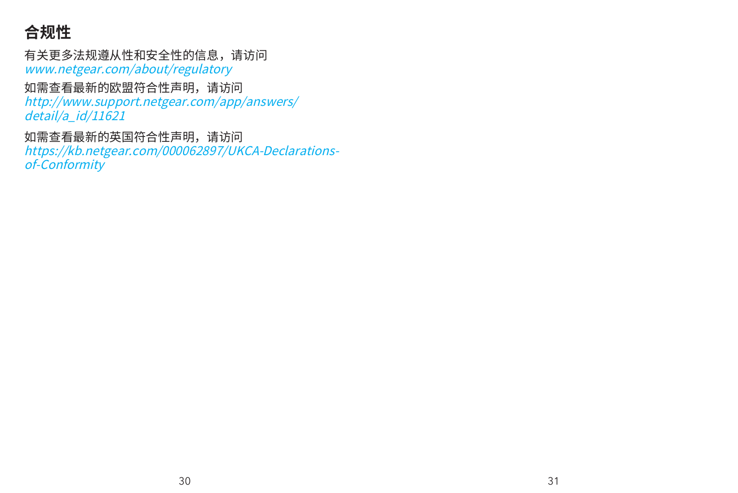## 合规性

有关更多法规遵从性和安全性的信息，请访问
*www.netgear.com/about/regulatory*

如需查看最新的欧盟符合性声明，请访问
*http://www.support.netgear.com/app/answers/detail/a_id/11621*

如需查看最新的英国符合性声明，请访问
*https://kb.netgear.com/000062897/UKCA-Declarations-of-Conformity*